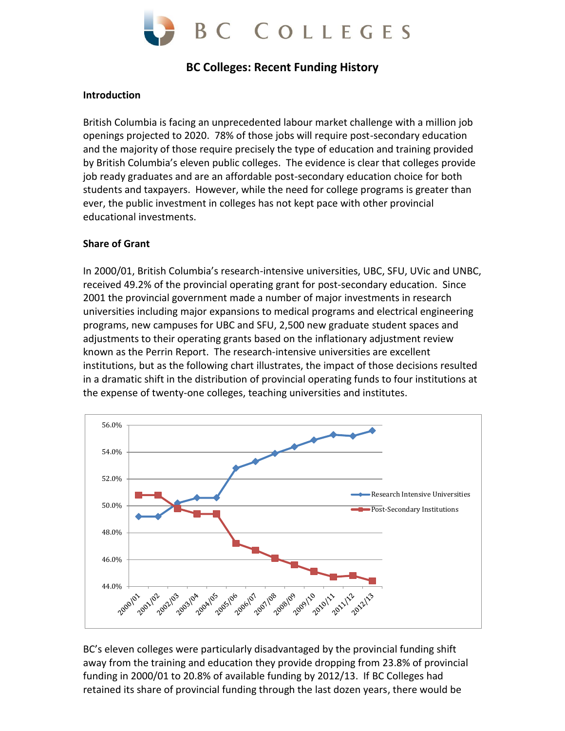# BC Colleges

## BC Colleges: Recent Funding History

### Introduction

British Columbia is facing an unprecedented labour market challenge with a million job openings projected to 2020. 78% of those jobs will require post-secondary education and the majority of those require precisely the type of education and training provided by British Columbia's eleven public colleges. The evidence is clear that colleges provide job ready graduates and are an affordable post-secondary education choice for both students and taxpayers. However, while the need for college programs is greater than ever, the public investment in colleges has not kept pace with other provincial educational investments.

### Share of Grant

In 2000/01, British Columbia's research-intensive universities, UBC, SFU, UVic and UNBC, received 49.2% of the provincial operating grant for post-secondary education. Since 2001 the provincial government made a number of major investments in research universities including major expansions to medical programs and electrical engineering programs, new campuses for UBC and SFU, 2,500 new graduate student spaces and adjustments to their operating grants based on the inflationary adjustment review known as the Perrin Report. The research-intensive universities are excellent institutions, but as the following chart illustrates, the impact of those decisions resulted in a dramatic shift in the distribution of provincial operating funds to four institutions at the expense of twenty-one colleges, teaching universities and institutes.

BC's eleven colleges were particularly disadvantaged by the provincial funding shift away from the training and education they provide dropping from 23.8% of provincial funding in 2000/01 to 20.8% of available funding by 2012/13. If BC Colleges had retained its share of provincial funding through the last dozen years, there would be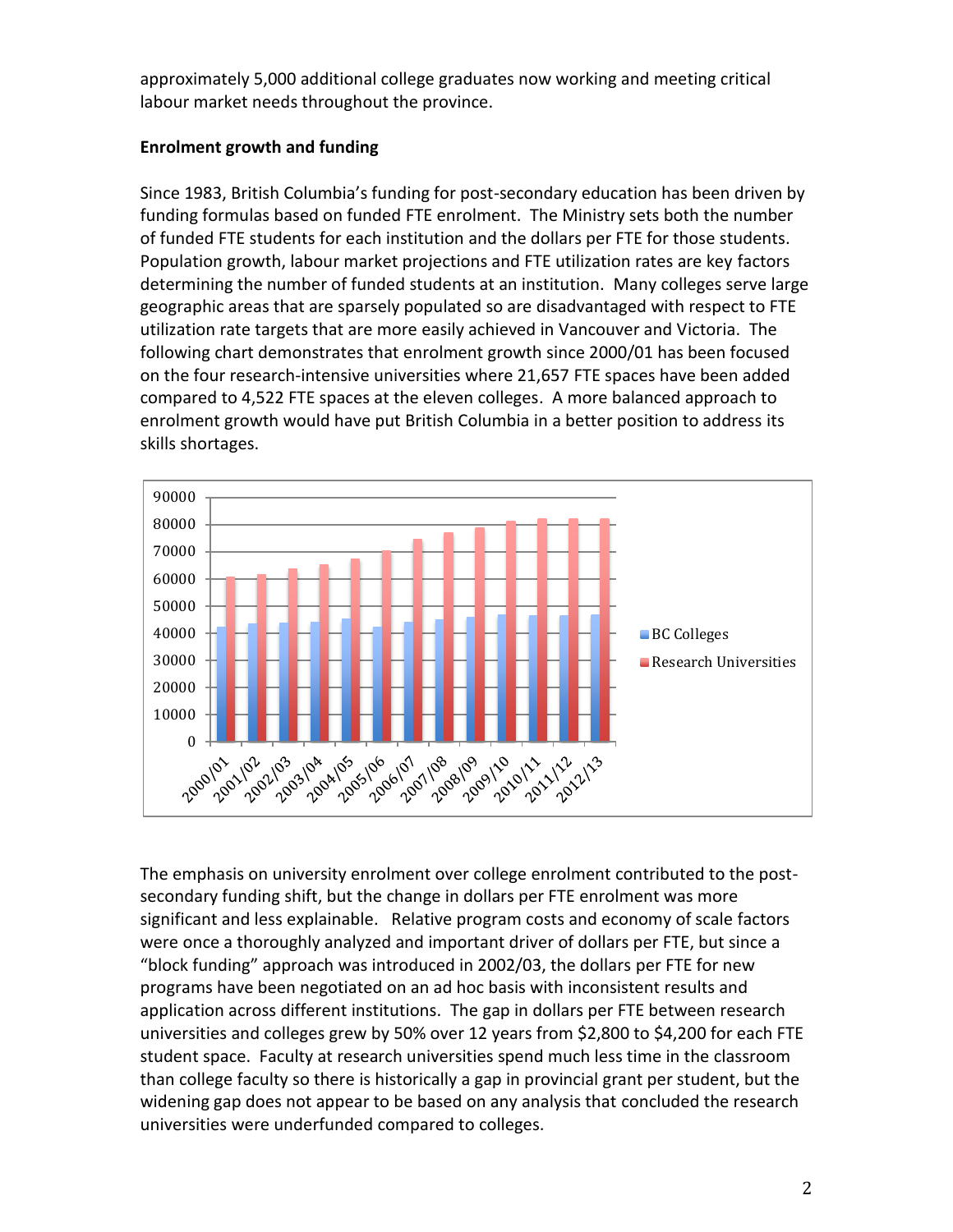approximately 5,000 additional college graduates now working and meeting critical labour market needs throughout the province.

**Enrolment growth and funding**

Since 1983, British Columbia's funding for post-secondary education has been driven by funding formulas based on funded FTE enrolment. The Ministry sets both the number of funded FTE students for each institution and the dollars per FTE for those students. Population growth, labour market projections and FTE utilization rates are key factors determining the number of funded students at an institution. Many colleges serve large geographic areas that are sparsely populated so are disadvantaged with respect to FTE utilization rate targets that are more easily achieved in Vancouver and Victoria. The following chart demonstrates that enrolment growth since 2000/01 has been focused on the four research-intensive universities where 21,657 FTE spaces have been added compared to 4,522 FTE spaces at the eleven colleges. A more balanced approach to enrolment growth would have put British Columbia in a better position to address its skills shortages.

The emphasis on university enrolment over college enrolment contributed to the post-secondary funding shift, but the change in dollars per FTE enrolment was more significant and less explainable. Relative program costs and economy of scale factors were once a thoroughly analyzed and important driver of dollars per FTE, but since a "block funding" approach was introduced in 2002/03, the dollars per FTE for new programs have been negotiated on an ad hoc basis with inconsistent results and application across different institutions. The gap in dollars per FTE between research universities and colleges grew by 50% over 12 years from \$2,800 to \$4,200 for each FTE student space. Faculty at research universities spend much less time in the classroom than college faculty so there is historically a gap in provincial grant per student, but the widening gap does not appear to be based on any analysis that concluded the research universities were underfunded compared to colleges.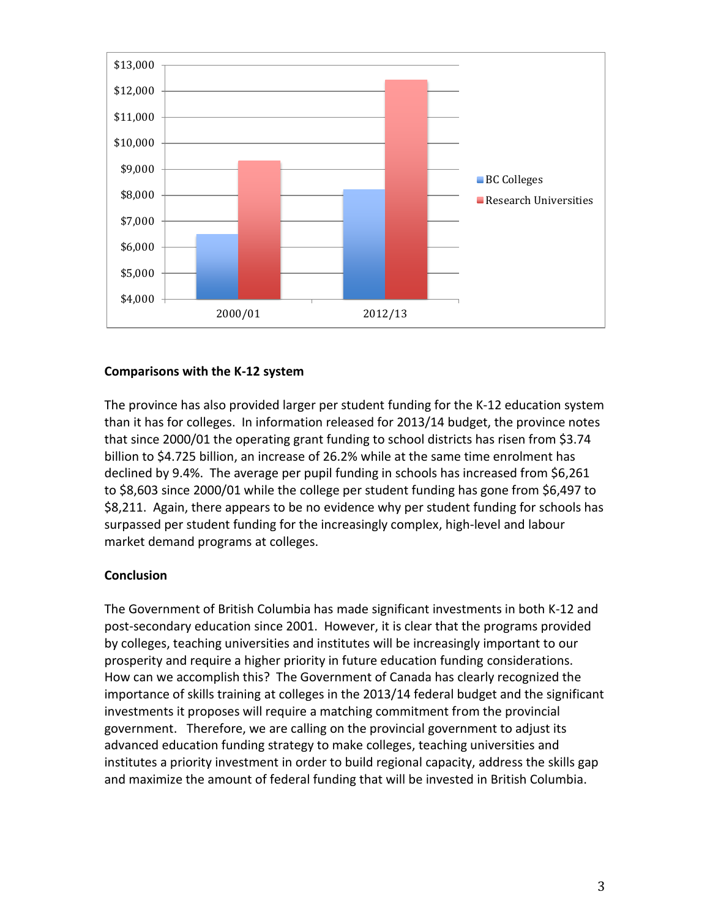$13,000
$12,000
$11,000
$10,000
$9,000
$8,000
$7,000
$6,000
$5,000
$4,000

2000/01
2012/13

BC Colleges
Research Universities

**Comparisons with the K-12 system**

The province has also provided larger per student funding for the K-12 education system than it has for colleges. In information released for 2013/14 budget, the province notes that since 2000/01 the operating grant funding to school districts has risen from $3.74 billion to $4.725 billion, an increase of 26.2% while at the same time enrolment has declined by 9.4%. The average per pupil funding in schools has increased from $6,261 to $8,603 since 2000/01 while the college per student funding has gone from $6,497 to $8,211. Again, there appears to be no evidence why per student funding for schools has surpassed per student funding for the increasingly complex, high-level and labour market demand programs at colleges.

**Conclusion**

The Government of British Columbia has made significant investments in both K-12 and post-secondary education since 2001. However, it is clear that the programs provided by colleges, teaching universities and institutes will be increasingly important to our prosperity and require a higher priority in future education funding considerations. How can we accomplish this? The Government of Canada has clearly recognized the importance of skills training at colleges in the 2013/14 federal budget and the significant investments it proposes will require a matching commitment from the provincial government. Therefore, we are calling on the provincial government to adjust its advanced education funding strategy to make colleges, teaching universities and institutes a priority investment in order to build regional capacity, address the skills gap and maximize the amount of federal funding that will be invested in British Columbia.